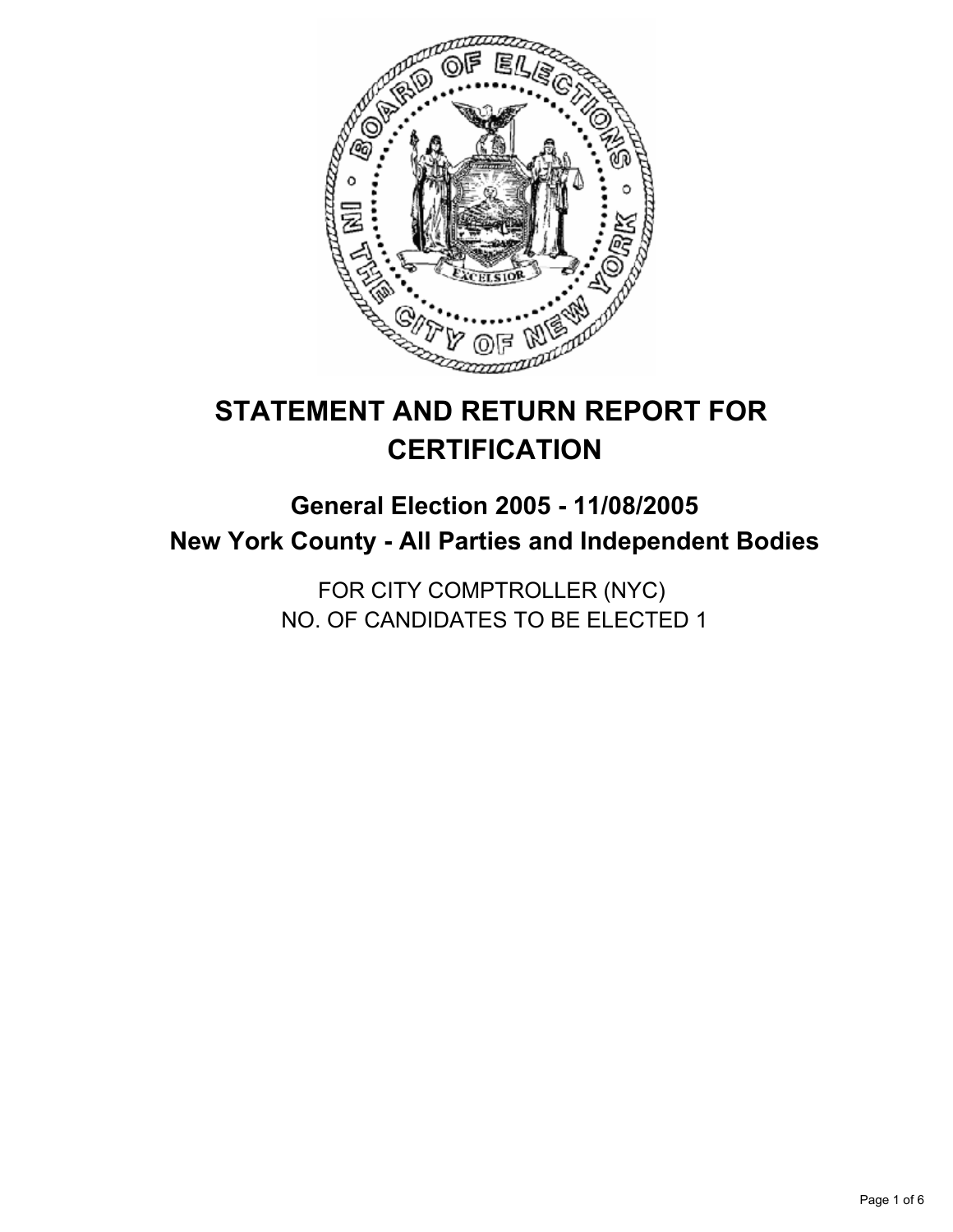# STATEMENT AND RETURN REPORT FOR CERTIFICATION

## General Election 2005 - 11/08/2005
## New York County - All Parties and Independent Bodies

FOR CITY COMPTROLLER (NYC)
NO. OF CANDIDATES TO BE ELECTED 1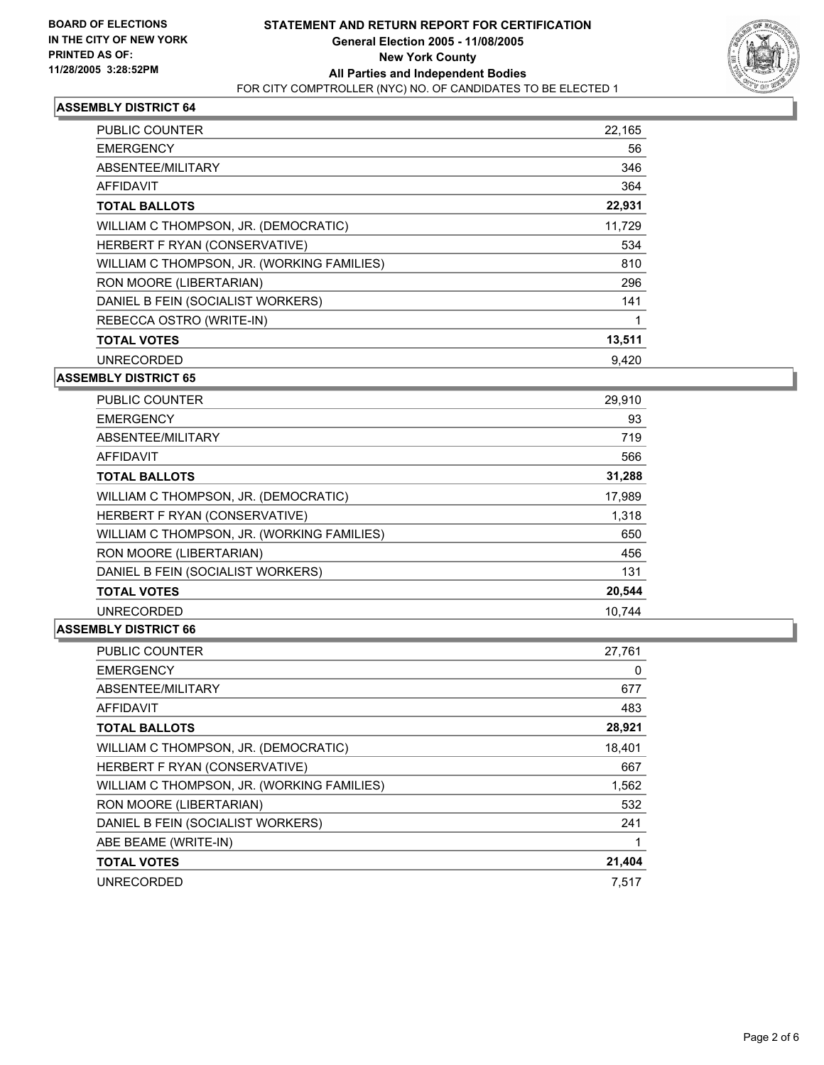**BOARD OF ELECTIONS IN THE CITY OF NEW YORK PRINTED AS OF: 11/28/2005 3:28:52PM**

# STATEMENT AND RETURN REPORT FOR CERTIFICATION
## General Election 2005 - 11/08/2005
## New York County
## All Parties and Independent Bodies
FOR CITY COMPTROLLER (NYC) NO. OF CANDIDATES TO BE ELECTED 1

### ASSEMBLY DISTRICT 64

| | |
|---|---|
| PUBLIC COUNTER | 22,165 |
| EMERGENCY | 56 |
| ABSENTEE/MILITARY | 346 |
| AFFIDAVIT | 364 |
| **TOTAL BALLOTS** | **22,931** |
| WILLIAM C THOMPSON, JR. (DEMOCRATIC) | 11,729 |
| HERBERT F RYAN (CONSERVATIVE) | 534 |
| WILLIAM C THOMPSON, JR. (WORKING FAMILIES) | 810 |
| RON MOORE (LIBERTARIAN) | 296 |
| DANIEL B FEIN (SOCIALIST WORKERS) | 141 |
| REBECCA OSTRO (WRITE-IN) | 1 |
| **TOTAL VOTES** | **13,511** |
| UNRECORDED | 9,420 |

### ASSEMBLY DISTRICT 65

| | |
|---|---|
| PUBLIC COUNTER | 29,910 |
| EMERGENCY | 93 |
| ABSENTEE/MILITARY | 719 |
| AFFIDAVIT | 566 |
| **TOTAL BALLOTS** | **31,288** |
| WILLIAM C THOMPSON, JR. (DEMOCRATIC) | 17,989 |
| HERBERT F RYAN (CONSERVATIVE) | 1,318 |
| WILLIAM C THOMPSON, JR. (WORKING FAMILIES) | 650 |
| RON MOORE (LIBERTARIAN) | 456 |
| DANIEL B FEIN (SOCIALIST WORKERS) | 131 |
| **TOTAL VOTES** | **20,544** |
| UNRECORDED | 10,744 |

### ASSEMBLY DISTRICT 66

| | |
|---|---|
| PUBLIC COUNTER | 27,761 |
| EMERGENCY | 0 |
| ABSENTEE/MILITARY | 677 |
| AFFIDAVIT | 483 |
| **TOTAL BALLOTS** | **28,921** |
| WILLIAM C THOMPSON, JR. (DEMOCRATIC) | 18,401 |
| HERBERT F RYAN (CONSERVATIVE) | 667 |
| WILLIAM C THOMPSON, JR. (WORKING FAMILIES) | 1,562 |
| RON MOORE (LIBERTARIAN) | 532 |
| DANIEL B FEIN (SOCIALIST WORKERS) | 241 |
| ABE BEAME (WRITE-IN) | 1 |
| **TOTAL VOTES** | **21,404** |
| UNRECORDED | 7,517 |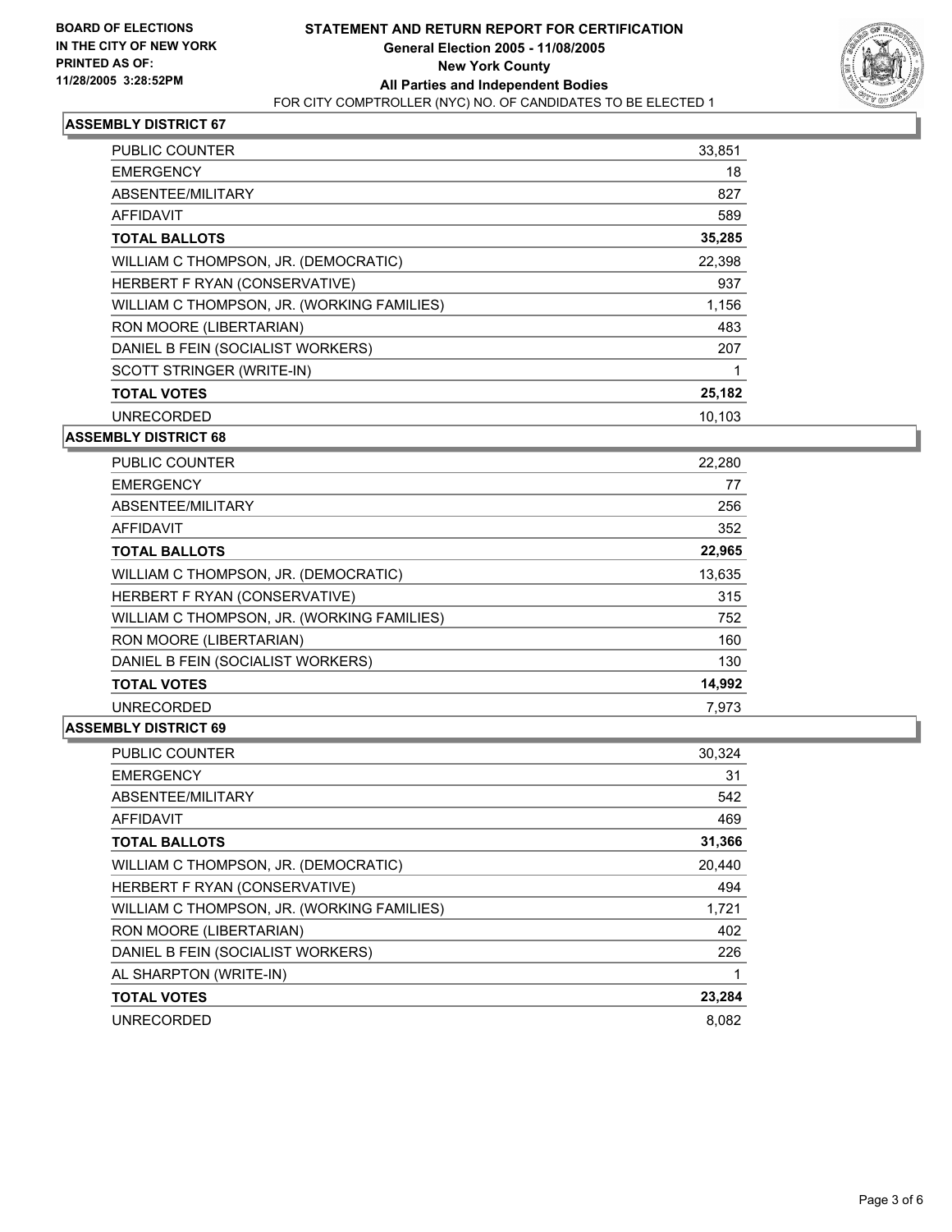**BOARD OF ELECTIONS IN THE CITY OF NEW YORK**
**PRINTED AS OF: 11/28/2005 3:28:52PM**

# STATEMENT AND RETURN REPORT FOR CERTIFICATION
## General Election 2005 - 11/08/2005
## New York County
## All Parties and Independent Bodies

FOR CITY COMPTROLLER (NYC) NO. OF CANDIDATES TO BE ELECTED 1

### ASSEMBLY DISTRICT 67

| | |
|---|---|
| PUBLIC COUNTER | 33,851 |
| EMERGENCY | 18 |
| ABSENTEE/MILITARY | 827 |
| AFFIDAVIT | 589 |
| **TOTAL BALLOTS** | **35,285** |
| WILLIAM C THOMPSON, JR. (DEMOCRATIC) | 22,398 |
| HERBERT F RYAN (CONSERVATIVE) | 937 |
| WILLIAM C THOMPSON, JR. (WORKING FAMILIES) | 1,156 |
| RON MOORE (LIBERTARIAN) | 483 |
| DANIEL B FEIN (SOCIALIST WORKERS) | 207 |
| SCOTT STRINGER (WRITE-IN) | 1 |
| **TOTAL VOTES** | **25,182** |
| UNRECORDED | 10,103 |

### ASSEMBLY DISTRICT 68

| | |
|---|---|
| PUBLIC COUNTER | 22,280 |
| EMERGENCY | 77 |
| ABSENTEE/MILITARY | 256 |
| AFFIDAVIT | 352 |
| **TOTAL BALLOTS** | **22,965** |
| WILLIAM C THOMPSON, JR. (DEMOCRATIC) | 13,635 |
| HERBERT F RYAN (CONSERVATIVE) | 315 |
| WILLIAM C THOMPSON, JR. (WORKING FAMILIES) | 752 |
| RON MOORE (LIBERTARIAN) | 160 |
| DANIEL B FEIN (SOCIALIST WORKERS) | 130 |
| **TOTAL VOTES** | **14,992** |
| UNRECORDED | 7,973 |

### ASSEMBLY DISTRICT 69

| | |
|---|---|
| PUBLIC COUNTER | 30,324 |
| EMERGENCY | 31 |
| ABSENTEE/MILITARY | 542 |
| AFFIDAVIT | 469 |
| **TOTAL BALLOTS** | **31,366** |
| WILLIAM C THOMPSON, JR. (DEMOCRATIC) | 20,440 |
| HERBERT F RYAN (CONSERVATIVE) | 494 |
| WILLIAM C THOMPSON, JR. (WORKING FAMILIES) | 1,721 |
| RON MOORE (LIBERTARIAN) | 402 |
| DANIEL B FEIN (SOCIALIST WORKERS) | 226 |
| AL SHARPTON (WRITE-IN) | 1 |
| **TOTAL VOTES** | **23,284** |
| UNRECORDED | 8,082 |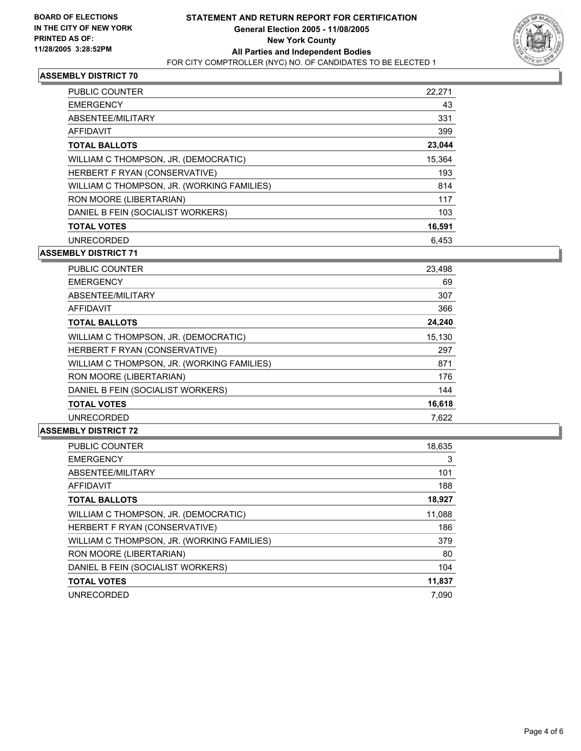**BOARD OF ELECTIONS IN THE CITY OF NEW YORK PRINTED AS OF: 11/28/2005 3:28:52PM**

# STATEMENT AND RETURN REPORT FOR CERTIFICATION
## General Election 2005 - 11/08/2005
## New York County
## All Parties and Independent Bodies
FOR CITY COMPTROLLER (NYC) NO. OF CANDIDATES TO BE ELECTED 1

### ASSEMBLY DISTRICT 70

| | |
|---|---|
| PUBLIC COUNTER | 22,271 |
| EMERGENCY | 43 |
| ABSENTEE/MILITARY | 331 |
| AFFIDAVIT | 399 |
| **TOTAL BALLOTS** | **23,044** |
| WILLIAM C THOMPSON, JR. (DEMOCRATIC) | 15,364 |
| HERBERT F RYAN (CONSERVATIVE) | 193 |
| WILLIAM C THOMPSON, JR. (WORKING FAMILIES) | 814 |
| RON MOORE (LIBERTARIAN) | 117 |
| DANIEL B FEIN (SOCIALIST WORKERS) | 103 |
| **TOTAL VOTES** | **16,591** |
| UNRECORDED | 6,453 |

### ASSEMBLY DISTRICT 71

| | |
|---|---|
| PUBLIC COUNTER | 23,498 |
| EMERGENCY | 69 |
| ABSENTEE/MILITARY | 307 |
| AFFIDAVIT | 366 |
| **TOTAL BALLOTS** | **24,240** |
| WILLIAM C THOMPSON, JR. (DEMOCRATIC) | 15,130 |
| HERBERT F RYAN (CONSERVATIVE) | 297 |
| WILLIAM C THOMPSON, JR. (WORKING FAMILIES) | 871 |
| RON MOORE (LIBERTARIAN) | 176 |
| DANIEL B FEIN (SOCIALIST WORKERS) | 144 |
| **TOTAL VOTES** | **16,618** |
| UNRECORDED | 7,622 |

### ASSEMBLY DISTRICT 72

| | |
|---|---|
| PUBLIC COUNTER | 18,635 |
| EMERGENCY | 3 |
| ABSENTEE/MILITARY | 101 |
| AFFIDAVIT | 188 |
| **TOTAL BALLOTS** | **18,927** |
| WILLIAM C THOMPSON, JR. (DEMOCRATIC) | 11,088 |
| HERBERT F RYAN (CONSERVATIVE) | 186 |
| WILLIAM C THOMPSON, JR. (WORKING FAMILIES) | 379 |
| RON MOORE (LIBERTARIAN) | 80 |
| DANIEL B FEIN (SOCIALIST WORKERS) | 104 |
| **TOTAL VOTES** | **11,837** |
| UNRECORDED | 7,090 |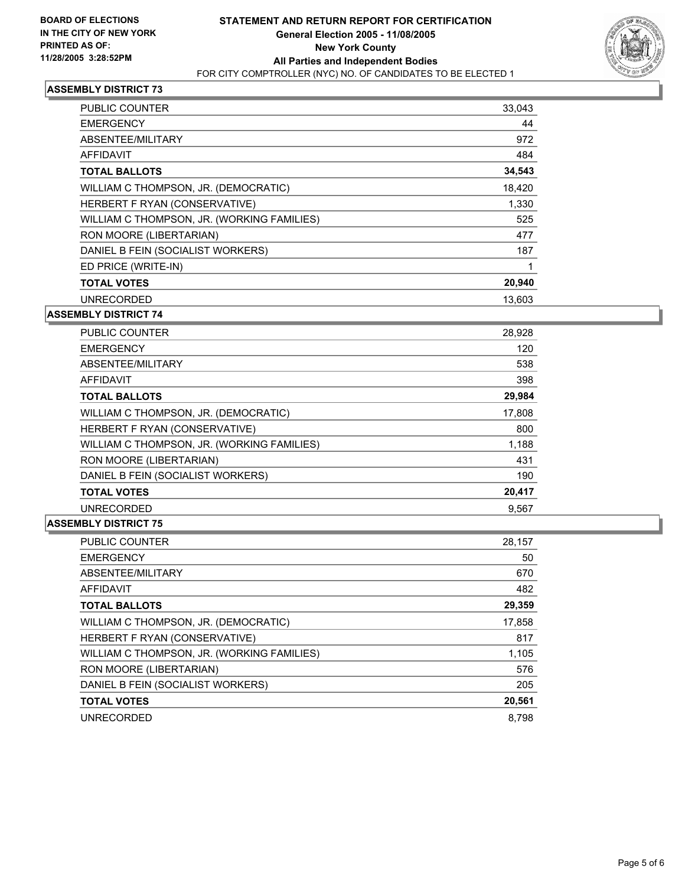**BOARD OF ELECTIONS IN THE CITY OF NEW YORK PRINTED AS OF: 11/28/2005 3:28:52PM**

# STATEMENT AND RETURN REPORT FOR CERTIFICATION
## General Election 2005 - 11/08/2005
## New York County
## All Parties and Independent Bodies
FOR CITY COMPTROLLER (NYC) NO. OF CANDIDATES TO BE ELECTED 1

### ASSEMBLY DISTRICT 73

| | |
|---|---|
| PUBLIC COUNTER | 33,043 |
| EMERGENCY | 44 |
| ABSENTEE/MILITARY | 972 |
| AFFIDAVIT | 484 |
| **TOTAL BALLOTS** | **34,543** |
| WILLIAM C THOMPSON, JR. (DEMOCRATIC) | 18,420 |
| HERBERT F RYAN (CONSERVATIVE) | 1,330 |
| WILLIAM C THOMPSON, JR. (WORKING FAMILIES) | 525 |
| RON MOORE (LIBERTARIAN) | 477 |
| DANIEL B FEIN (SOCIALIST WORKERS) | 187 |
| ED PRICE (WRITE-IN) | 1 |
| **TOTAL VOTES** | **20,940** |
| UNRECORDED | 13,603 |

### ASSEMBLY DISTRICT 74

| | |
|---|---|
| PUBLIC COUNTER | 28,928 |
| EMERGENCY | 120 |
| ABSENTEE/MILITARY | 538 |
| AFFIDAVIT | 398 |
| **TOTAL BALLOTS** | **29,984** |
| WILLIAM C THOMPSON, JR. (DEMOCRATIC) | 17,808 |
| HERBERT F RYAN (CONSERVATIVE) | 800 |
| WILLIAM C THOMPSON, JR. (WORKING FAMILIES) | 1,188 |
| RON MOORE (LIBERTARIAN) | 431 |
| DANIEL B FEIN (SOCIALIST WORKERS) | 190 |
| **TOTAL VOTES** | **20,417** |
| UNRECORDED | 9,567 |

### ASSEMBLY DISTRICT 75

| | |
|---|---|
| PUBLIC COUNTER | 28,157 |
| EMERGENCY | 50 |
| ABSENTEE/MILITARY | 670 |
| AFFIDAVIT | 482 |
| **TOTAL BALLOTS** | **29,359** |
| WILLIAM C THOMPSON, JR. (DEMOCRATIC) | 17,858 |
| HERBERT F RYAN (CONSERVATIVE) | 817 |
| WILLIAM C THOMPSON, JR. (WORKING FAMILIES) | 1,105 |
| RON MOORE (LIBERTARIAN) | 576 |
| DANIEL B FEIN (SOCIALIST WORKERS) | 205 |
| **TOTAL VOTES** | **20,561** |
| UNRECORDED | 8,798 |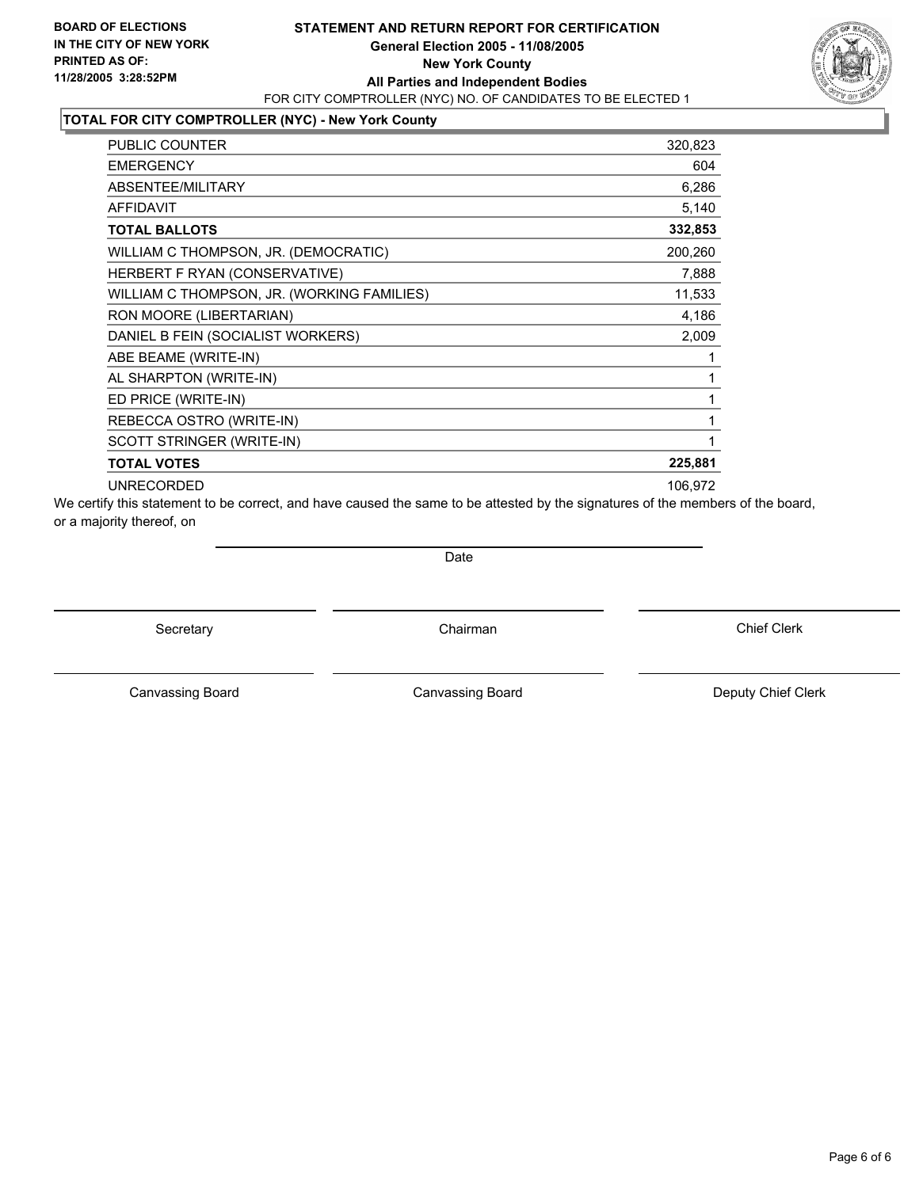**BOARD OF ELECTIONS IN THE CITY OF NEW YORK PRINTED AS OF: 11/28/2005 3:28:52PM**

**STATEMENT AND RETURN REPORT FOR CERTIFICATION**
**General Election 2005 - 11/08/2005**
**New York County**
**All Parties and Independent Bodies**
FOR CITY COMPTROLLER (NYC) NO. OF CANDIDATES TO BE ELECTED 1

**TOTAL FOR CITY COMPTROLLER (NYC) - New York County**

| | |
|---|---|
| PUBLIC COUNTER | 320,823 |
| EMERGENCY | 604 |
| ABSENTEE/MILITARY | 6,286 |
| AFFIDAVIT | 5,140 |
| **TOTAL BALLOTS** | **332,853** |
| WILLIAM C THOMPSON, JR. (DEMOCRATIC) | 200,260 |
| HERBERT F RYAN (CONSERVATIVE) | 7,888 |
| WILLIAM C THOMPSON, JR. (WORKING FAMILIES) | 11,533 |
| RON MOORE (LIBERTARIAN) | 4,186 |
| DANIEL B FEIN (SOCIALIST WORKERS) | 2,009 |
| ABE BEAME (WRITE-IN) | 1 |
| AL SHARPTON (WRITE-IN) | 1 |
| ED PRICE (WRITE-IN) | 1 |
| REBECCA OSTRO (WRITE-IN) | 1 |
| SCOTT STRINGER (WRITE-IN) | 1 |
| **TOTAL VOTES** | **225,881** |
| UNRECORDED | 106,972 |

We certify this statement to be correct, and have caused the same to be attested by the signatures of the members of the board, or a majority thereof, on

Date

Secretary | Chairman | Chief Clerk

Canvassing Board | Canvassing Board | Deputy Chief Clerk